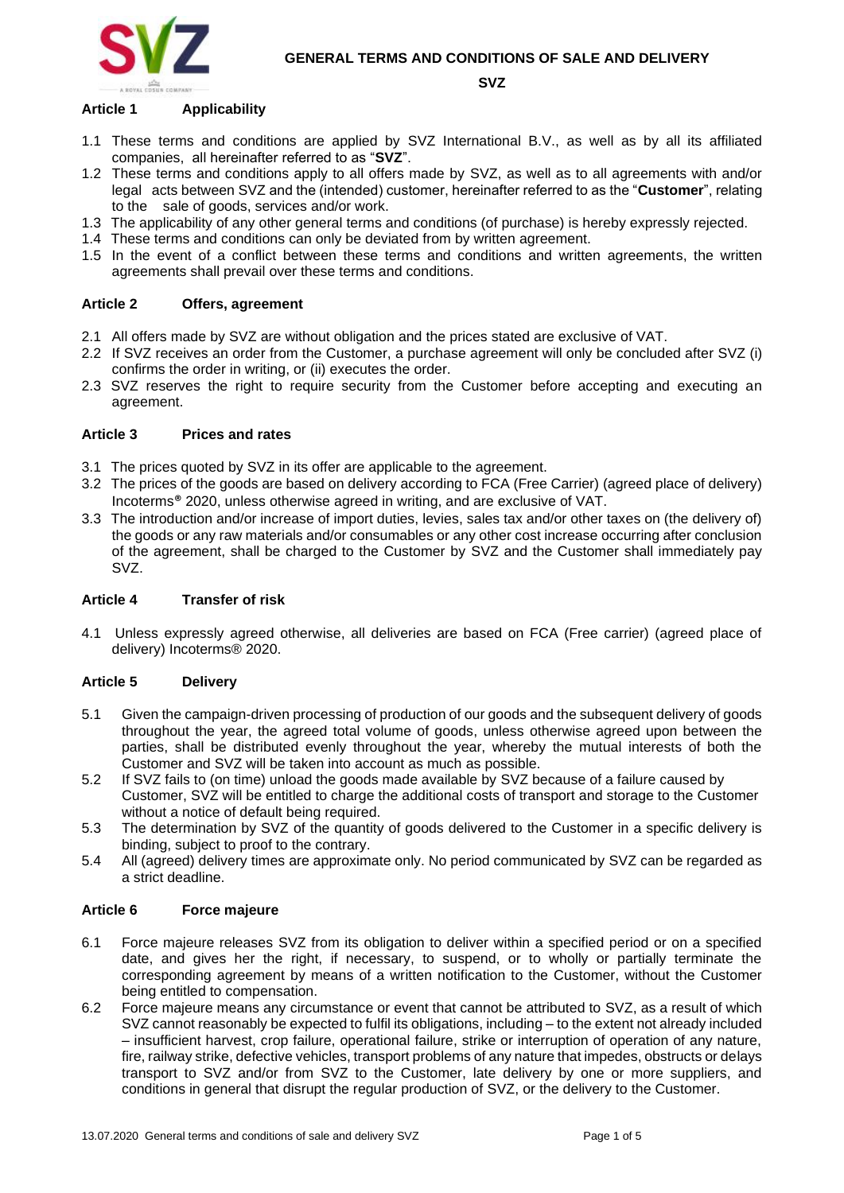# GENERAL TERMS AND CONDITIONS OF SALE AND DELIVERY

**SVZ**

## Article 1 Applicability

1.1 These terms and conditions are applied by SVZ International B.V., as well as by all its affiliated companies, all hereinafter referred to as "**SVZ**".

1.2 These terms and conditions apply to all offers made by SVZ, as well as to all agreements with and/or legal acts between SVZ and the (intended) customer, hereinafter referred to as the "**Customer**", relating to the sale of goods, services and/or work.

1.3 The applicability of any other general terms and conditions (of purchase) is hereby expressly rejected.

1.4 These terms and conditions can only be deviated from by written agreement.

1.5 In the event of a conflict between these terms and conditions and written agreements, the written agreements shall prevail over these terms and conditions.

## Article 2 Offers, agreement

2.1 All offers made by SVZ are without obligation and the prices stated are exclusive of VAT.

2.2 If SVZ receives an order from the Customer, a purchase agreement will only be concluded after SVZ (i) confirms the order in writing, or (ii) executes the order.

2.3 SVZ reserves the right to require security from the Customer before accepting and executing an agreement.

## Article 3 Prices and rates

3.1 The prices quoted by SVZ in its offer are applicable to the agreement.

3.2 The prices of the goods are based on delivery according to FCA (Free Carrier) (agreed place of delivery) Incoterms® 2020, unless otherwise agreed in writing, and are exclusive of VAT.

3.3 The introduction and/or increase of import duties, levies, sales tax and/or other taxes on (the delivery of) the goods or any raw materials and/or consumables or any other cost increase occurring after conclusion of the agreement, shall be charged to the Customer by SVZ and the Customer shall immediately pay SVZ.

## Article 4 Transfer of risk

4.1 Unless expressly agreed otherwise, all deliveries are based on FCA (Free carrier) (agreed place of delivery) Incoterms® 2020.

## Article 5 Delivery

5.1 Given the campaign-driven processing of production of our goods and the subsequent delivery of goods throughout the year, the agreed total volume of goods, unless otherwise agreed upon between the parties, shall be distributed evenly throughout the year, whereby the mutual interests of both the Customer and SVZ will be taken into account as much as possible.

5.2 If SVZ fails to (on time) unload the goods made available by SVZ because of a failure caused by Customer, SVZ will be entitled to charge the additional costs of transport and storage to the Customer without a notice of default being required.

5.3 The determination by SVZ of the quantity of goods delivered to the Customer in a specific delivery is binding, subject to proof to the contrary.

5.4 All (agreed) delivery times are approximate only. No period communicated by SVZ can be regarded as a strict deadline.

## Article 6 Force majeure

6.1 Force majeure releases SVZ from its obligation to deliver within a specified period or on a specified date, and gives her the right, if necessary, to suspend, or to wholly or partially terminate the corresponding agreement by means of a written notification to the Customer, without the Customer being entitled to compensation.

6.2 Force majeure means any circumstance or event that cannot be attributed to SVZ, as a result of which SVZ cannot reasonably be expected to fulfil its obligations, including – to the extent not already included – insufficient harvest, crop failure, operational failure, strike or interruption of operation of any nature, fire, railway strike, defective vehicles, transport problems of any nature that impedes, obstructs or delays transport to SVZ and/or from SVZ to the Customer, late delivery by one or more suppliers, and conditions in general that disrupt the regular production of SVZ, or the delivery to the Customer.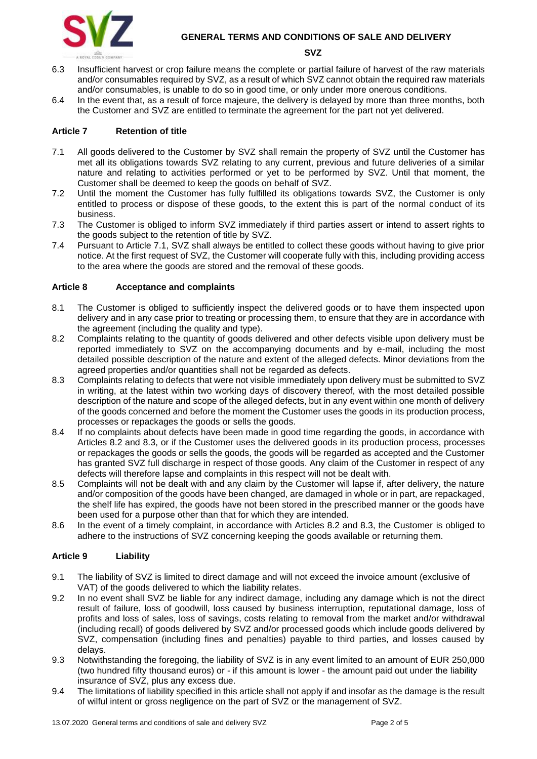6.3 Insufficient harvest or crop failure means the complete or partial failure of harvest of the raw materials and/or consumables required by SVZ, as a result of which SVZ cannot obtain the required raw materials and/or consumables, is unable to do so in good time, or only under more onerous conditions.

6.4 In the event that, as a result of force majeure, the delivery is delayed by more than three months, both the Customer and SVZ are entitled to terminate the agreement for the part not yet delivered.

### Article 7 Retention of title

7.1 All goods delivered to the Customer by SVZ shall remain the property of SVZ until the Customer has met all its obligations towards SVZ relating to any current, previous and future deliveries of a similar nature and relating to activities performed or yet to be performed by SVZ. Until that moment, the Customer shall be deemed to keep the goods on behalf of SVZ.

7.2 Until the moment the Customer has fully fulfilled its obligations towards SVZ, the Customer is only entitled to process or dispose of these goods, to the extent this is part of the normal conduct of its business.

7.3 The Customer is obliged to inform SVZ immediately if third parties assert or intend to assert rights to the goods subject to the retention of title by SVZ.

7.4 Pursuant to Article 7.1, SVZ shall always be entitled to collect these goods without having to give prior notice. At the first request of SVZ, the Customer will cooperate fully with this, including providing access to the area where the goods are stored and the removal of these goods.

### Article 8 Acceptance and complaints

8.1 The Customer is obliged to sufficiently inspect the delivered goods or to have them inspected upon delivery and in any case prior to treating or processing them, to ensure that they are in accordance with the agreement (including the quality and type).

8.2 Complaints relating to the quantity of goods delivered and other defects visible upon delivery must be reported immediately to SVZ on the accompanying documents and by e-mail, including the most detailed possible description of the nature and extent of the alleged defects. Minor deviations from the agreed properties and/or quantities shall not be regarded as defects.

8.3 Complaints relating to defects that were not visible immediately upon delivery must be submitted to SVZ in writing, at the latest within two working days of discovery thereof, with the most detailed possible description of the nature and scope of the alleged defects, but in any event within one month of delivery of the goods concerned and before the moment the Customer uses the goods in its production process, processes or repackages the goods or sells the goods.

8.4 If no complaints about defects have been made in good time regarding the goods, in accordance with Articles 8.2 and 8.3, or if the Customer uses the delivered goods in its production process, processes or repackages the goods or sells the goods, the goods will be regarded as accepted and the Customer has granted SVZ full discharge in respect of those goods. Any claim of the Customer in respect of any defects will therefore lapse and complaints in this respect will not be dealt with.

8.5 Complaints will not be dealt with and any claim by the Customer will lapse if, after delivery, the nature and/or composition of the goods have been changed, are damaged in whole or in part, are repackaged, the shelf life has expired, the goods have not been stored in the prescribed manner or the goods have been used for a purpose other than that for which they are intended.

8.6 In the event of a timely complaint, in accordance with Articles 8.2 and 8.3, the Customer is obliged to adhere to the instructions of SVZ concerning keeping the goods available or returning them.

### Article 9 Liability

9.1 The liability of SVZ is limited to direct damage and will not exceed the invoice amount (exclusive of VAT) of the goods delivered to which the liability relates.

9.2 In no event shall SVZ be liable for any indirect damage, including any damage which is not the direct result of failure, loss of goodwill, loss caused by business interruption, reputational damage, loss of profits and loss of sales, loss of savings, costs relating to removal from the market and/or withdrawal (including recall) of goods delivered by SVZ and/or processed goods which include goods delivered by SVZ, compensation (including fines and penalties) payable to third parties, and losses caused by delays.

9.3 Notwithstanding the foregoing, the liability of SVZ is in any event limited to an amount of EUR 250,000 (two hundred fifty thousand euros) or - if this amount is lower - the amount paid out under the liability insurance of SVZ, plus any excess due.

9.4 The limitations of liability specified in this article shall not apply if and insofar as the damage is the result of wilful intent or gross negligence on the part of SVZ or the management of SVZ.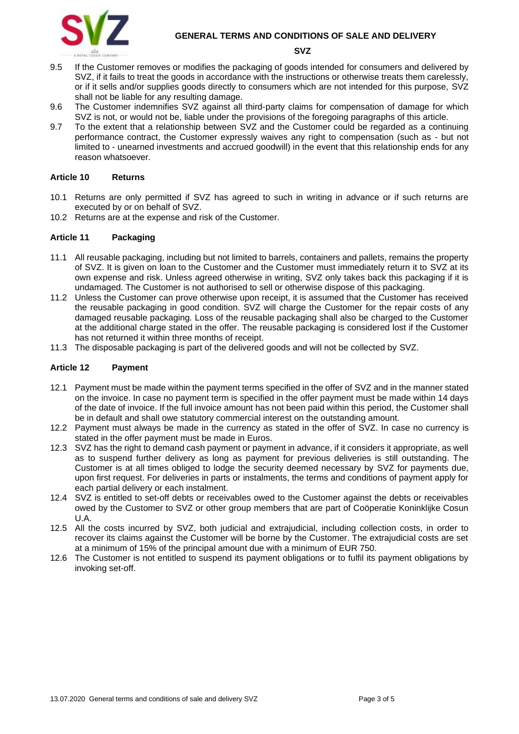9.5 If the Customer removes or modifies the packaging of goods intended for consumers and delivered by SVZ, if it fails to treat the goods in accordance with the instructions or otherwise treats them carelessly, or if it sells and/or supplies goods directly to consumers which are not intended for this purpose, SVZ shall not be liable for any resulting damage.

9.6 The Customer indemnifies SVZ against all third-party claims for compensation of damage for which SVZ is not, or would not be, liable under the provisions of the foregoing paragraphs of this article.

9.7 To the extent that a relationship between SVZ and the Customer could be regarded as a continuing performance contract, the Customer expressly waives any right to compensation (such as - but not limited to - unearned investments and accrued goodwill) in the event that this relationship ends for any reason whatsoever.

### Article 10 Returns

10.1 Returns are only permitted if SVZ has agreed to such in writing in advance or if such returns are executed by or on behalf of SVZ.

10.2 Returns are at the expense and risk of the Customer.

### Article 11 Packaging

11.1 All reusable packaging, including but not limited to barrels, containers and pallets, remains the property of SVZ. It is given on loan to the Customer and the Customer must immediately return it to SVZ at its own expense and risk. Unless agreed otherwise in writing, SVZ only takes back this packaging if it is undamaged. The Customer is not authorised to sell or otherwise dispose of this packaging.

11.2 Unless the Customer can prove otherwise upon receipt, it is assumed that the Customer has received the reusable packaging in good condition. SVZ will charge the Customer for the repair costs of any damaged reusable packaging. Loss of the reusable packaging shall also be charged to the Customer at the additional charge stated in the offer. The reusable packaging is considered lost if the Customer has not returned it within three months of receipt.

11.3 The disposable packaging is part of the delivered goods and will not be collected by SVZ.

### Article 12 Payment

12.1 Payment must be made within the payment terms specified in the offer of SVZ and in the manner stated on the invoice. In case no payment term is specified in the offer payment must be made within 14 days of the date of invoice. If the full invoice amount has not been paid within this period, the Customer shall be in default and shall owe statutory commercial interest on the outstanding amount.

12.2 Payment must always be made in the currency as stated in the offer of SVZ. In case no currency is stated in the offer payment must be made in Euros.

12.3 SVZ has the right to demand cash payment or payment in advance, if it considers it appropriate, as well as to suspend further delivery as long as payment for previous deliveries is still outstanding. The Customer is at all times obliged to lodge the security deemed necessary by SVZ for payments due, upon first request. For deliveries in parts or instalments, the terms and conditions of payment apply for each partial delivery or each instalment.

12.4 SVZ is entitled to set-off debts or receivables owed to the Customer against the debts or receivables owed by the Customer to SVZ or other group members that are part of Coöperatie Koninklijke Cosun U.A.

12.5 All the costs incurred by SVZ, both judicial and extrajudicial, including collection costs, in order to recover its claims against the Customer will be borne by the Customer. The extrajudicial costs are set at a minimum of 15% of the principal amount due with a minimum of EUR 750.

12.6 The Customer is not entitled to suspend its payment obligations or to fulfil its payment obligations by invoking set-off.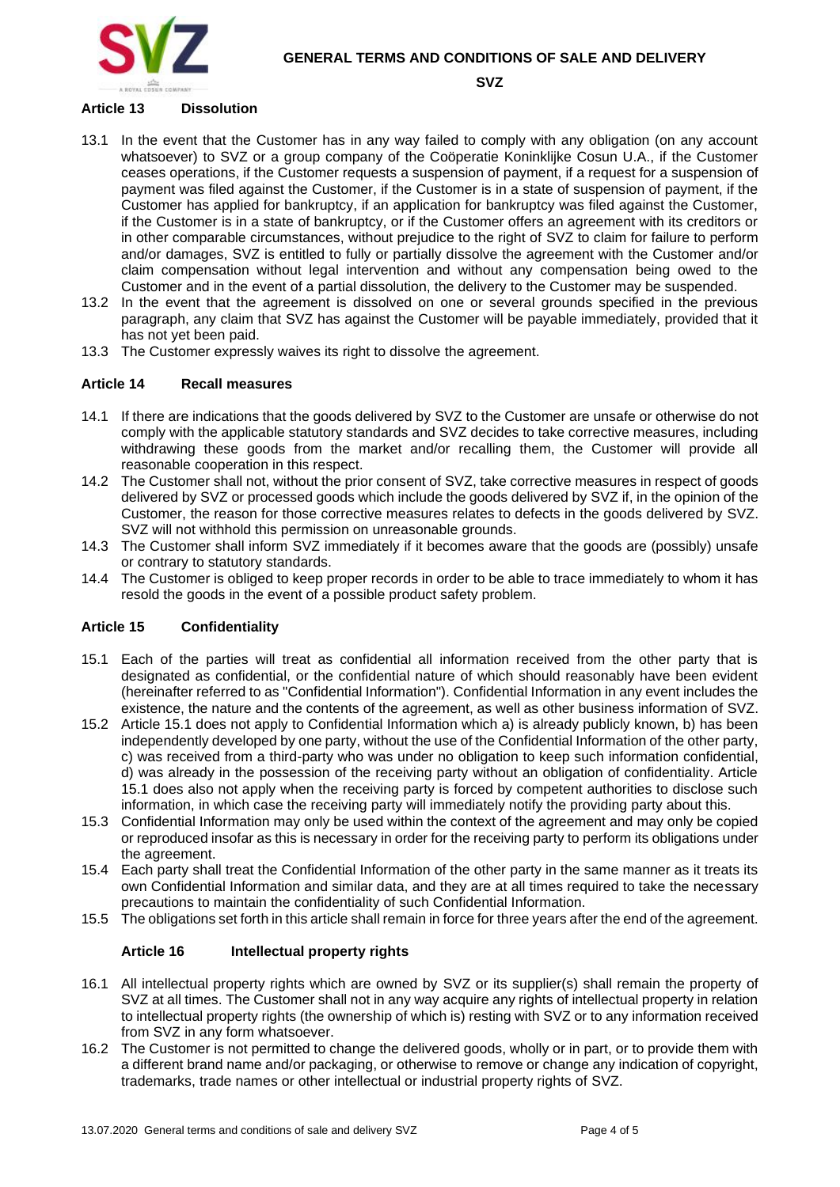### Article 13 Dissolution

13.1 In the event that the Customer has in any way failed to comply with any obligation (on any account whatsoever) to SVZ or a group company of the Coöperatie Koninklijke Cosun U.A., if the Customer ceases operations, if the Customer requests a suspension of payment, if a request for a suspension of payment was filed against the Customer, if the Customer is in a state of suspension of payment, if the Customer has applied for bankruptcy, if an application for bankruptcy was filed against the Customer, if the Customer is in a state of bankruptcy, or if the Customer offers an agreement with its creditors or in other comparable circumstances, without prejudice to the right of SVZ to claim for failure to perform and/or damages, SVZ is entitled to fully or partially dissolve the agreement with the Customer and/or claim compensation without legal intervention and without any compensation being owed to the Customer and in the event of a partial dissolution, the delivery to the Customer may be suspended.

13.2 In the event that the agreement is dissolved on one or several grounds specified in the previous paragraph, any claim that SVZ has against the Customer will be payable immediately, provided that it has not yet been paid.

13.3 The Customer expressly waives its right to dissolve the agreement.

### Article 14 Recall measures

14.1 If there are indications that the goods delivered by SVZ to the Customer are unsafe or otherwise do not comply with the applicable statutory standards and SVZ decides to take corrective measures, including withdrawing these goods from the market and/or recalling them, the Customer will provide all reasonable cooperation in this respect.

14.2 The Customer shall not, without the prior consent of SVZ, take corrective measures in respect of goods delivered by SVZ or processed goods which include the goods delivered by SVZ if, in the opinion of the Customer, the reason for those corrective measures relates to defects in the goods delivered by SVZ. SVZ will not withhold this permission on unreasonable grounds.

14.3 The Customer shall inform SVZ immediately if it becomes aware that the goods are (possibly) unsafe or contrary to statutory standards.

14.4 The Customer is obliged to keep proper records in order to be able to trace immediately to whom it has resold the goods in the event of a possible product safety problem.

### Article 15 Confidentiality

15.1 Each of the parties will treat as confidential all information received from the other party that is designated as confidential, or the confidential nature of which should reasonably have been evident (hereinafter referred to as "Confidential Information"). Confidential Information in any event includes the existence, the nature and the contents of the agreement, as well as other business information of SVZ.

15.2 Article 15.1 does not apply to Confidential Information which a) is already publicly known, b) has been independently developed by one party, without the use of the Confidential Information of the other party, c) was received from a third-party who was under no obligation to keep such information confidential, d) was already in the possession of the receiving party without an obligation of confidentiality. Article 15.1 does also not apply when the receiving party is forced by competent authorities to disclose such information, in which case the receiving party will immediately notify the providing party about this.

15.3 Confidential Information may only be used within the context of the agreement and may only be copied or reproduced insofar as this is necessary in order for the receiving party to perform its obligations under the agreement.

15.4 Each party shall treat the Confidential Information of the other party in the same manner as it treats its own Confidential Information and similar data, and they are at all times required to take the necessary precautions to maintain the confidentiality of such Confidential Information.

15.5 The obligations set forth in this article shall remain in force for three years after the end of the agreement.

### Article 16 Intellectual property rights

16.1 All intellectual property rights which are owned by SVZ or its supplier(s) shall remain the property of SVZ at all times. The Customer shall not in any way acquire any rights of intellectual property in relation to intellectual property rights (the ownership of which is) resting with SVZ or to any information received from SVZ in any form whatsoever.

16.2 The Customer is not permitted to change the delivered goods, wholly or in part, or to provide them with a different brand name and/or packaging, or otherwise to remove or change any indication of copyright, trademarks, trade names or other intellectual or industrial property rights of SVZ.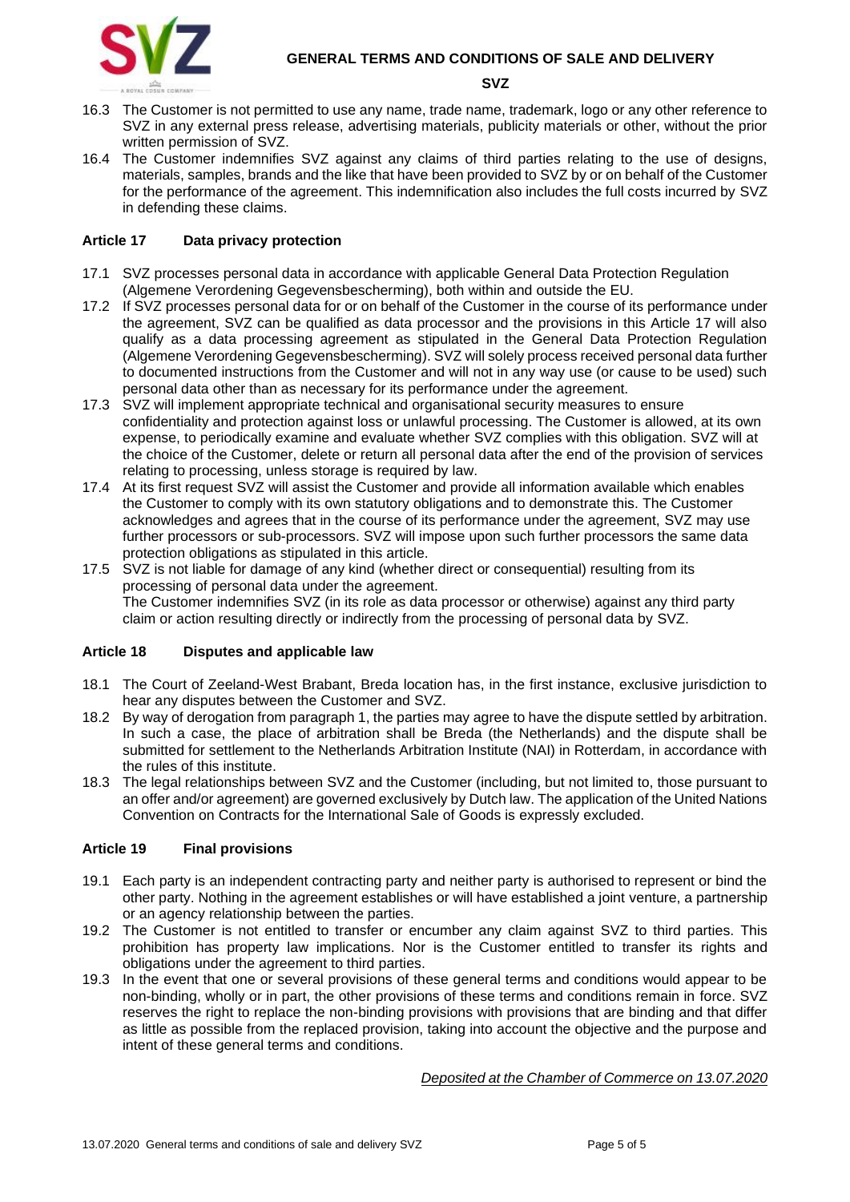16.3 The Customer is not permitted to use any name, trade name, trademark, logo or any other reference to SVZ in any external press release, advertising materials, publicity materials or other, without the prior written permission of SVZ.

16.4 The Customer indemnifies SVZ against any claims of third parties relating to the use of designs, materials, samples, brands and the like that have been provided to SVZ by or on behalf of the Customer for the performance of the agreement. This indemnification also includes the full costs incurred by SVZ in defending these claims.

## Article 17 Data privacy protection

17.1 SVZ processes personal data in accordance with applicable General Data Protection Regulation (Algemene Verordening Gegevensbescherming), both within and outside the EU.

17.2 If SVZ processes personal data for or on behalf of the Customer in the course of its performance under the agreement, SVZ can be qualified as data processor and the provisions in this Article 17 will also qualify as a data processing agreement as stipulated in the General Data Protection Regulation (Algemene Verordening Gegevensbescherming). SVZ will solely process received personal data further to documented instructions from the Customer and will not in any way use (or cause to be used) such personal data other than as necessary for its performance under the agreement.

17.3 SVZ will implement appropriate technical and organisational security measures to ensure confidentiality and protection against loss or unlawful processing. The Customer is allowed, at its own expense, to periodically examine and evaluate whether SVZ complies with this obligation. SVZ will at the choice of the Customer, delete or return all personal data after the end of the provision of services relating to processing, unless storage is required by law.

17.4 At its first request SVZ will assist the Customer and provide all information available which enables the Customer to comply with its own statutory obligations and to demonstrate this. The Customer acknowledges and agrees that in the course of its performance under the agreement, SVZ may use further processors or sub-processors. SVZ will impose upon such further processors the same data protection obligations as stipulated in this article.

17.5 SVZ is not liable for damage of any kind (whether direct or consequential) resulting from its processing of personal data under the agreement.
The Customer indemnifies SVZ (in its role as data processor or otherwise) against any third party claim or action resulting directly or indirectly from the processing of personal data by SVZ.

## Article 18 Disputes and applicable law

18.1 The Court of Zeeland-West Brabant, Breda location has, in the first instance, exclusive jurisdiction to hear any disputes between the Customer and SVZ.

18.2 By way of derogation from paragraph 1, the parties may agree to have the dispute settled by arbitration. In such a case, the place of arbitration shall be Breda (the Netherlands) and the dispute shall be submitted for settlement to the Netherlands Arbitration Institute (NAI) in Rotterdam, in accordance with the rules of this institute.

18.3 The legal relationships between SVZ and the Customer (including, but not limited to, those pursuant to an offer and/or agreement) are governed exclusively by Dutch law. The application of the United Nations Convention on Contracts for the International Sale of Goods is expressly excluded.

## Article 19 Final provisions

19.1 Each party is an independent contracting party and neither party is authorised to represent or bind the other party. Nothing in the agreement establishes or will have established a joint venture, a partnership or an agency relationship between the parties.

19.2 The Customer is not entitled to transfer or encumber any claim against SVZ to third parties. This prohibition has property law implications. Nor is the Customer entitled to transfer its rights and obligations under the agreement to third parties.

19.3 In the event that one or several provisions of these general terms and conditions would appear to be non-binding, wholly or in part, the other provisions of these terms and conditions remain in force. SVZ reserves the right to replace the non-binding provisions with provisions that are binding and that differ as little as possible from the replaced provision, taking into account the objective and the purpose and intent of these general terms and conditions.

*Deposited at the Chamber of Commerce on 13.07.2020*